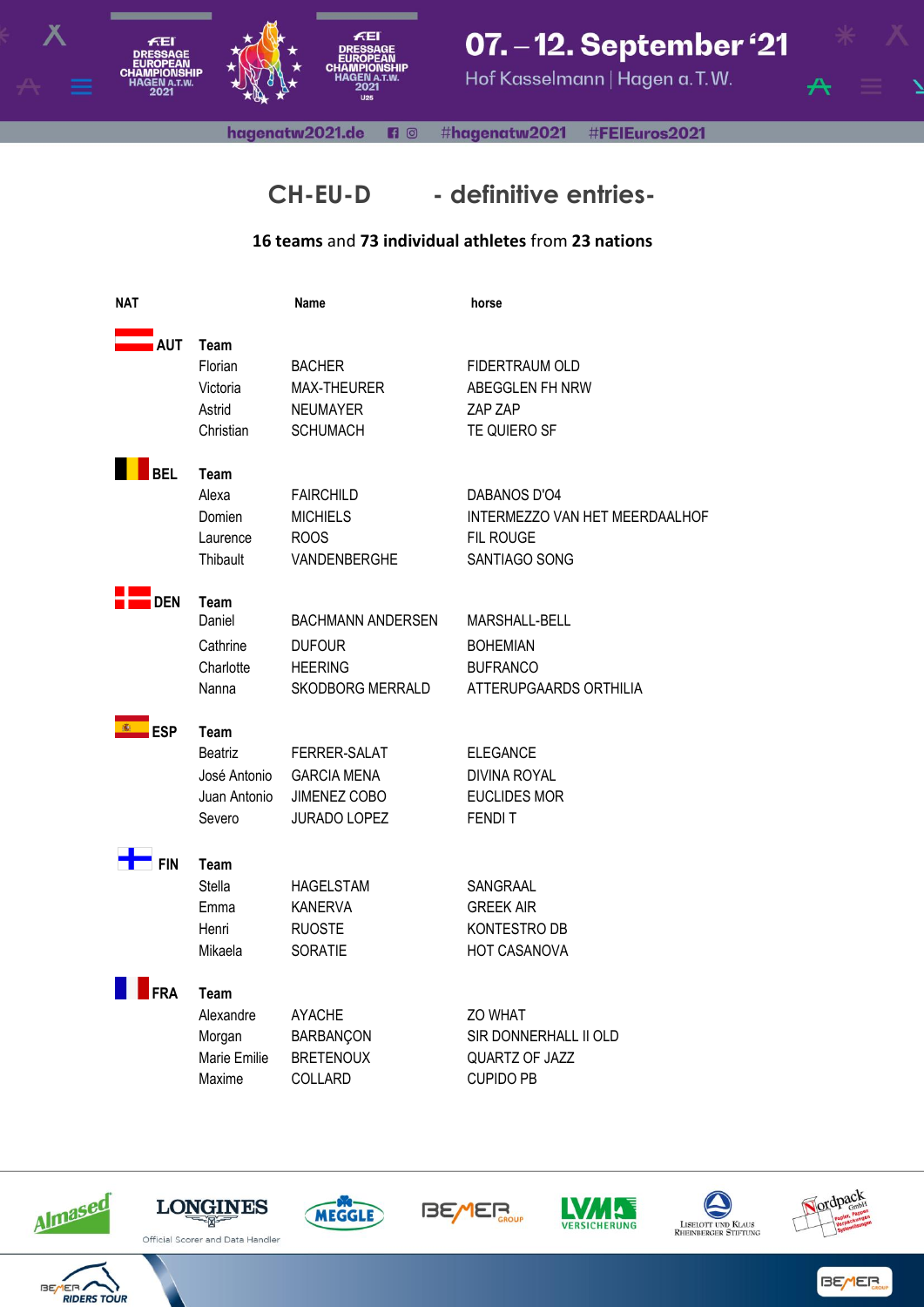# CH-EU-D - definitive entries-

**16 teams** and **73 individual athletes** from **23 nations**

| NAT | | Name | horse |
|---|---|---|---|
| **AUT** | **Team** | | |
| | Florian | BACHER | FIDERTRAUM OLD |
| | Victoria | MAX-THEURER | ABEGGLEN FH NRW |
| | Astrid | NEUMAYER | ZAP ZAP |
| | Christian | SCHUMACH | TE QUIERO SF |
| **BEL** | **Team** | | |
| | Alexa | FAIRCHILD | DABANOS D'O4 |
| | Domien | MICHIELS | INTERMEZZO VAN HET MEERDAALHOF |
| | Laurence | ROOS | FIL ROUGE |
| | Thibault | VANDENBERGHE | SANTIAGO SONG |
| **DEN** | **Team** | | |
| | Daniel | BACHMANN ANDERSEN | MARSHALL-BELL |
| | Cathrine | DUFOUR | BOHEMIAN |
| | Charlotte | HEERING | BUFRANCO |
| | Nanna | SKODBORG MERRALD | ATTERUPGAARDS ORTHILIA |
| **ESP** | **Team** | | |
| | Beatriz | FERRER-SALAT | ELEGANCE |
| | José Antonio | GARCIA MENA | DIVINA ROYAL |
| | Juan Antonio | JIMENEZ COBO | EUCLIDES MOR |
| | Severo | JURADO LOPEZ | FENDI T |
| **FIN** | **Team** | | |
| | Stella | HAGELSTAM | SANGRAAL |
| | Emma | KANERVA | GREEK AIR |
| | Henri | RUOSTE | KONTESTRO DB |
| | Mikaela | SORATIE | HOT CASANOVA |
| **FRA** | **Team** | | |
| | Alexandre | AYACHE | ZO WHAT |
| | Morgan | BARBANÇON | SIR DONNERHALL II OLD |
| | Marie Emilie | BRETENOUX | QUARTZ OF JAZZ |
| | Maxime | COLLARD | CUPIDO PB |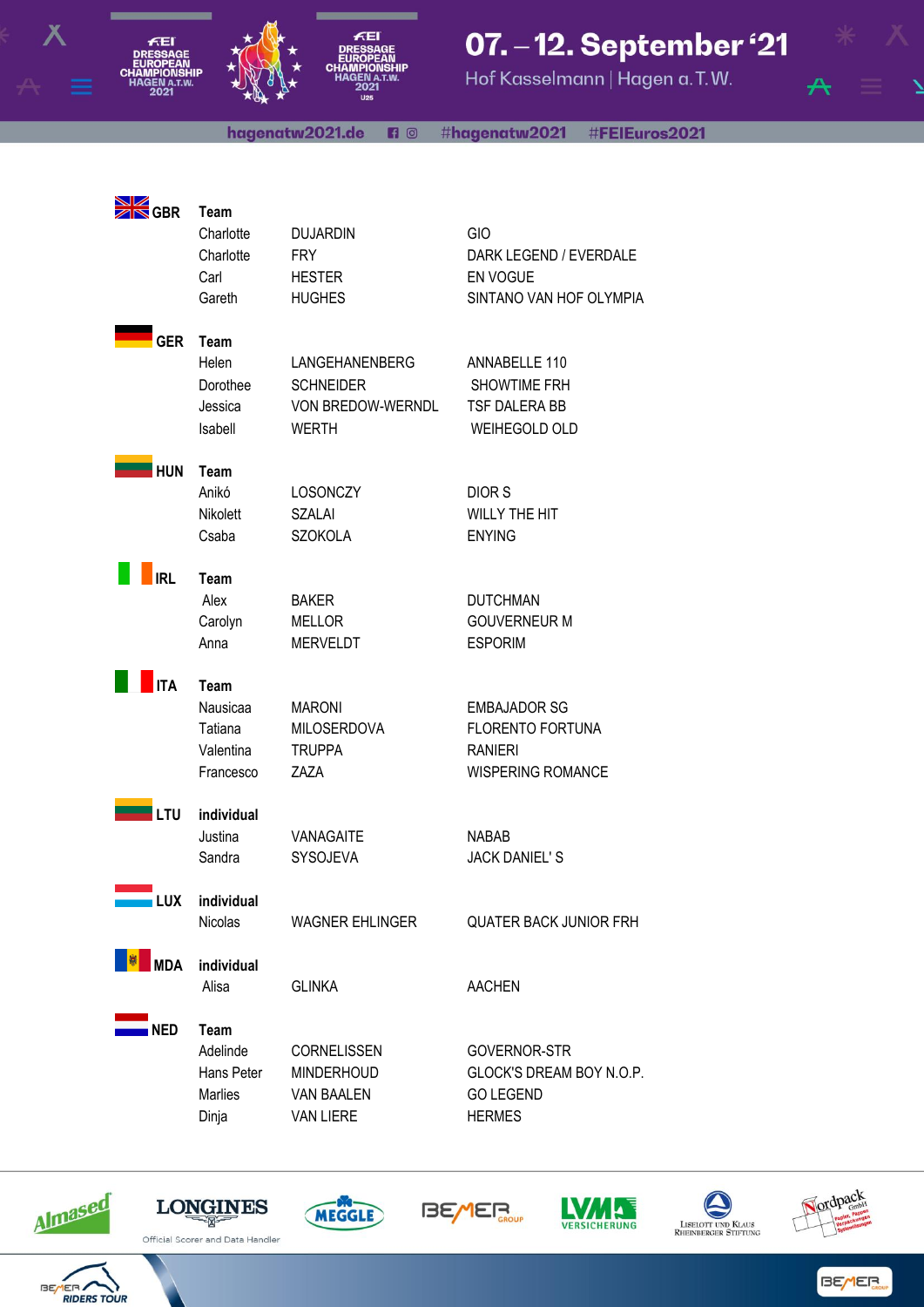| | | | |
|---|---|---|---|
| **GBR** | **Team** | | |
| | Charlotte | DUJARDIN | GIO |
| | Charlotte | FRY | DARK LEGEND / EVERDALE |
| | Carl | HESTER | EN VOGUE |
| | Gareth | HUGHES | SINTANO VAN HOF OLYMPIA |
| **GER** | **Team** | | |
| | Helen | LANGEHANENBERG | ANNABELLE 110 |
| | Dorothee | SCHNEIDER | SHOWTIME FRH |
| | Jessica | VON BREDOW-WERNDL | TSF DALERA BB |
| | Isabell | WERTH | WEIHEGOLD OLD |
| **HUN** | **Team** | | |
| | Anikó | LOSONCZY | DIOR S |
| | Nikolett | SZALAI | WILLY THE HIT |
| | Csaba | SZOKOLA | ENYING |
| **IRL** | **Team** | | |
| | Alex | BAKER | DUTCHMAN |
| | Carolyn | MELLOR | GOUVERNEUR M |
| | Anna | MERVELDT | ESPORIM |
| **ITA** | **Team** | | |
| | Nausicaa | MARONI | EMBAJADOR SG |
| | Tatiana | MILOSERDOVA | FLORENTO FORTUNA |
| | Valentina | TRUPPA | RANIERI |
| | Francesco | ZAZA | WISPERING ROMANCE |
| **LTU** | **individual** | | |
| | Justina | VANAGAITE | NABAB |
| | Sandra | SYSOJEVA | JACK DANIEL' S |
| **LUX** | **individual** | | |
| | Nicolas | WAGNER EHLINGER | QUATER BACK JUNIOR FRH |
| **MDA** | **individual** | | |
| | Alisa | GLINKA | AACHEN |
| **NED** | **Team** | | |
| | Adelinde | CORNELISSEN | GOVERNOR-STR |
| | Hans Peter | MINDERHOUD | GLOCK'S DREAM BOY N.O.P. |
| | Marlies | VAN BAALEN | GO LEGEND |
| | Dinja | VAN LIERE | HERMES |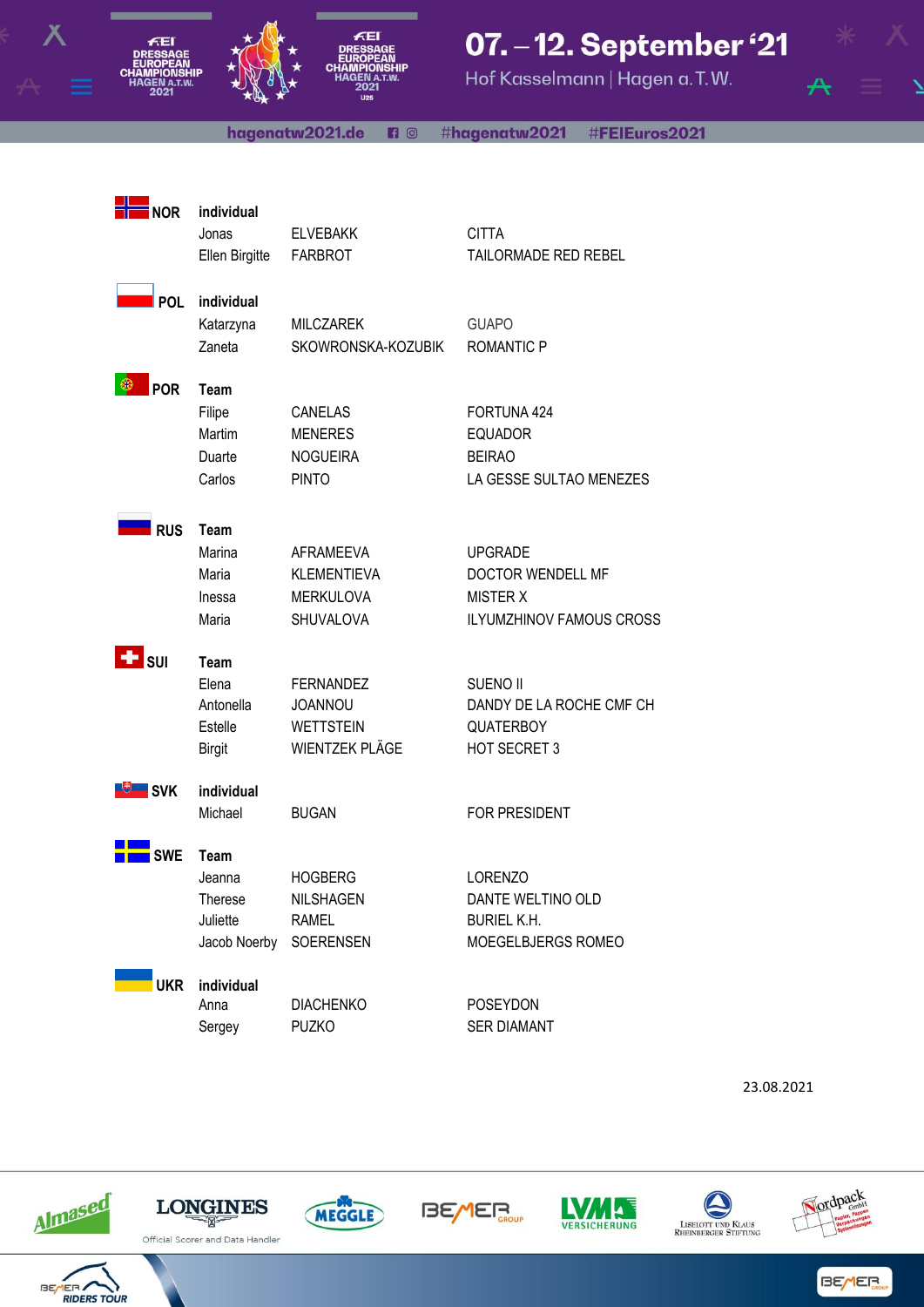| | | | |
|---|---|---|---|
| **NOR** | **individual** | | |
| | Jonas | ELVEBAKK | CITTA |
| | Ellen Birgitte | FARBROT | TAILORMADE RED REBEL |
| **POL** | **individual** | | |
| | Katarzyna | MILCZAREK | GUAPO |
| | Zaneta | SKOWRONSKA-KOZUBIK | ROMANTIC P |
| **POR** | **Team** | | |
| | Filipe | CANELAS | FORTUNA 424 |
| | Martim | MENERES | EQUADOR |
| | Duarte | NOGUEIRA | BEIRAO |
| | Carlos | PINTO | LA GESSE SULTAO MENEZES |
| **RUS** | **Team** | | |
| | Marina | AFRAMEEVA | UPGRADE |
| | Maria | KLEMENTIEVA | DOCTOR WENDELL MF |
| | Inessa | MERKULOVA | MISTER X |
| | Maria | SHUVALOVA | ILYUMZHINOV FAMOUS CROSS |
| **SUI** | **Team** | | |
| | Elena | FERNANDEZ | SUENO II |
| | Antonella | JOANNOU | DANDY DE LA ROCHE CMF CH |
| | Estelle | WETTSTEIN | QUATERBOY |
| | Birgit | WIENTZEK PLÄGE | HOT SECRET 3 |
| **SVK** | **individual** | | |
| | Michael | BUGAN | FOR PRESIDENT |
| **SWE** | **Team** | | |
| | Jeanna | HOGBERG | LORENZO |
| | Therese | NILSHAGEN | DANTE WELTINO OLD |
| | Juliette | RAMEL | BURIEL K.H. |
| | Jacob Noerby | SOERENSEN | MOEGELBJERGS ROMEO |
| **UKR** | **individual** | | |
| | Anna | DIACHENKO | POSEYDON |
| | Sergey | PUZKO | SER DIAMANT |

23.08.2021